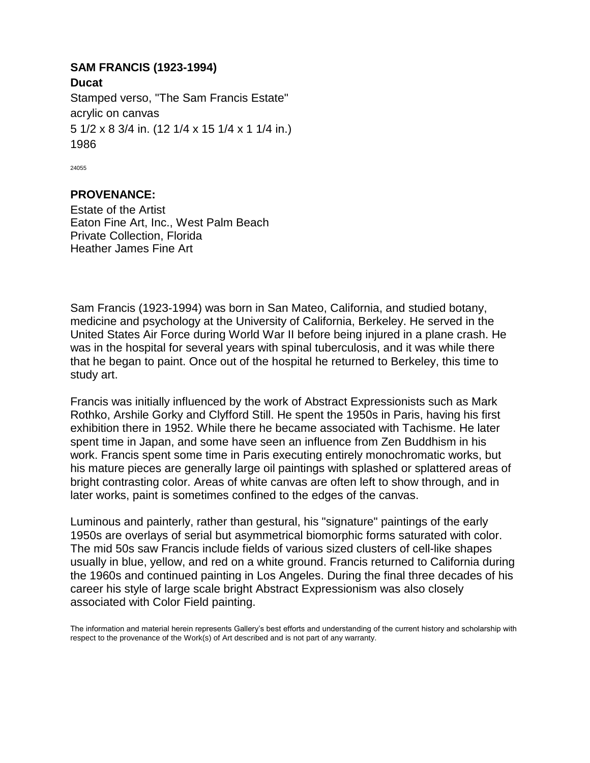**SAM FRANCIS (1923-1994)**

**Ducat**

Stamped verso, "The Sam Francis Estate"
acrylic on canvas
5 1/2 x 8 3/4 in. (12 1/4 x 15 1/4 x 1 1/4 in.)
1986

24055

## PROVENANCE:

Estate of the Artist
Eaton Fine Art, Inc., West Palm Beach
Private Collection, Florida
Heather James Fine Art

Sam Francis (1923-1994) was born in San Mateo, California, and studied botany, medicine and psychology at the University of California, Berkeley. He served in the United States Air Force during World War II before being injured in a plane crash. He was in the hospital for several years with spinal tuberculosis, and it was while there that he began to paint. Once out of the hospital he returned to Berkeley, this time to study art.

Francis was initially influenced by the work of Abstract Expressionists such as Mark Rothko, Arshile Gorky and Clyfford Still. He spent the 1950s in Paris, having his first exhibition there in 1952. While there he became associated with Tachisme. He later spent time in Japan, and some have seen an influence from Zen Buddhism in his work. Francis spent some time in Paris executing entirely monochromatic works, but his mature pieces are generally large oil paintings with splashed or splattered areas of bright contrasting color. Areas of white canvas are often left to show through, and in later works, paint is sometimes confined to the edges of the canvas.

Luminous and painterly, rather than gestural, his "signature" paintings of the early 1950s are overlays of serial but asymmetrical biomorphic forms saturated with color. The mid 50s saw Francis include fields of various sized clusters of cell-like shapes usually in blue, yellow, and red on a white ground. Francis returned to California during the 1960s and continued painting in Los Angeles. During the final three decades of his career his style of large scale bright Abstract Expressionism was also closely associated with Color Field painting.

The information and material herein represents Gallery's best efforts and understanding of the current history and scholarship with respect to the provenance of the Work(s) of Art described and is not part of any warranty.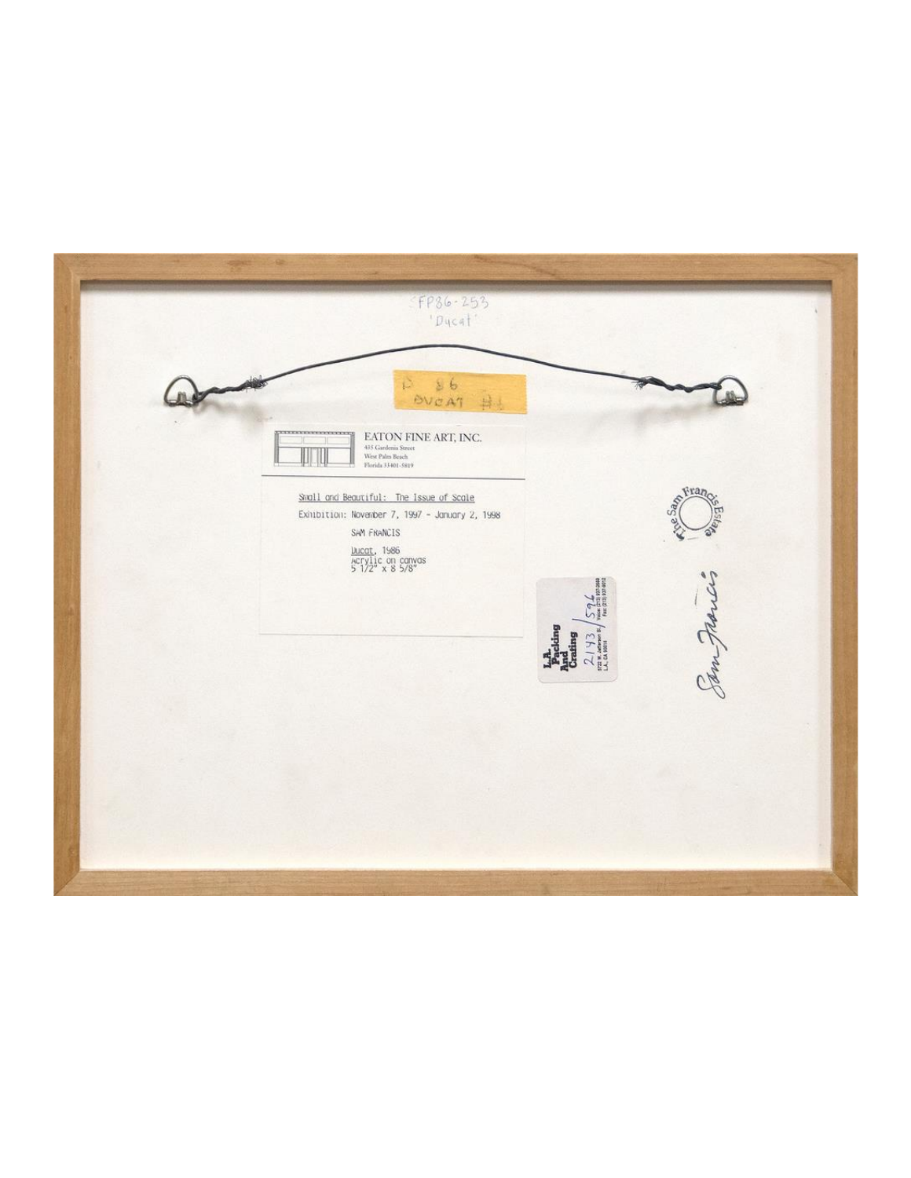SFP86-253
'Ducat'

D 86
DUCAT #1

EATON FINE ART, INC.
435 Gardenia Street
West Palm Beach
Florida 33401-5819

Small and Beautiful: The Issue of Scale

Exhibition: November 7, 1997 - January 2, 1998

SAM FRANCIS

Ducat, 1986
Acrylic on canvas
5 1/2" x 8 5/8"

L.A. Packing And Crating
2143 / 596
5722 W. Jefferson Bl.
L.A., CA 90016

The Sam Francis Estate

Sam Francis